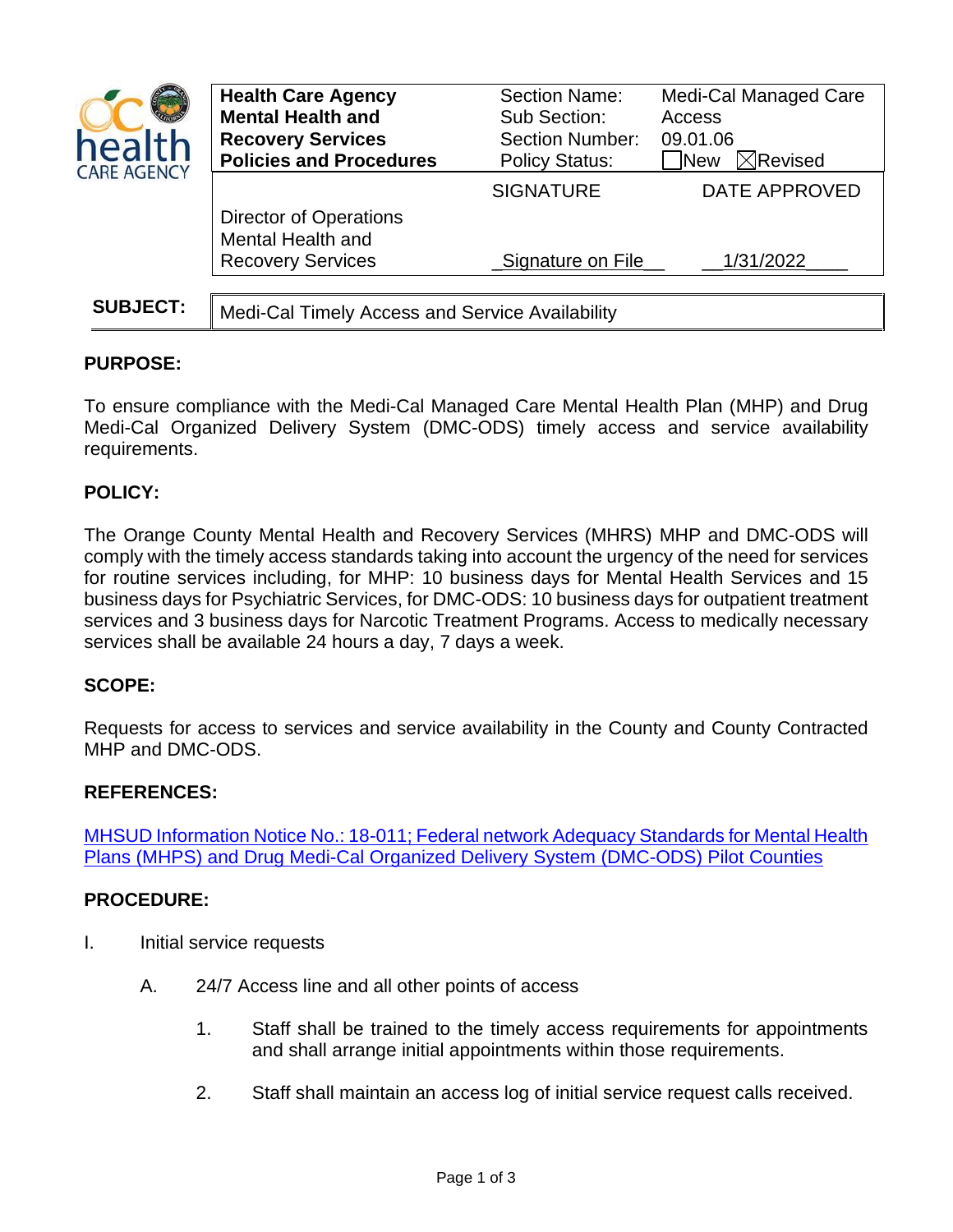| Health Care Agency Mental Health and Recovery Services Policies and Procedures | Section Name: Sub Section: Section Number: Policy Status: | Medi-Cal Managed Care Access 09.01.06 ☐New ☒Revised |
|---|---|---|
| | SIGNATURE | DATE APPROVED |
| Director of Operations Mental Health and Recovery Services | _Signature on File__ | __1/31/2022____ |

| SUBJECT: | Medi-Cal Timely Access and Service Availability |
|---|---|

## PURPOSE:

To ensure compliance with the Medi-Cal Managed Care Mental Health Plan (MHP) and Drug Medi-Cal Organized Delivery System (DMC-ODS) timely access and service availability requirements.

## POLICY:

The Orange County Mental Health and Recovery Services (MHRS) MHP and DMC-ODS will comply with the timely access standards taking into account the urgency of the need for services for routine services including, for MHP: 10 business days for Mental Health Services and 15 business days for Psychiatric Services, for DMC-ODS: 10 business days for outpatient treatment services and 3 business days for Narcotic Treatment Programs. Access to medically necessary services shall be available 24 hours a day, 7 days a week.

## SCOPE:

Requests for access to services and service availability in the County and County Contracted MHP and DMC-ODS.

## REFERENCES:

MHSUD Information Notice No.: 18-011; Federal network Adequacy Standards for Mental Health Plans (MHPS) and Drug Medi-Cal Organized Delivery System (DMC-ODS) Pilot Counties

## PROCEDURE:

I. Initial service requests

   A. 24/7 Access line and all other points of access

      1. Staff shall be trained to the timely access requirements for appointments and shall arrange initial appointments within those requirements.

      2. Staff shall maintain an access log of initial service request calls received.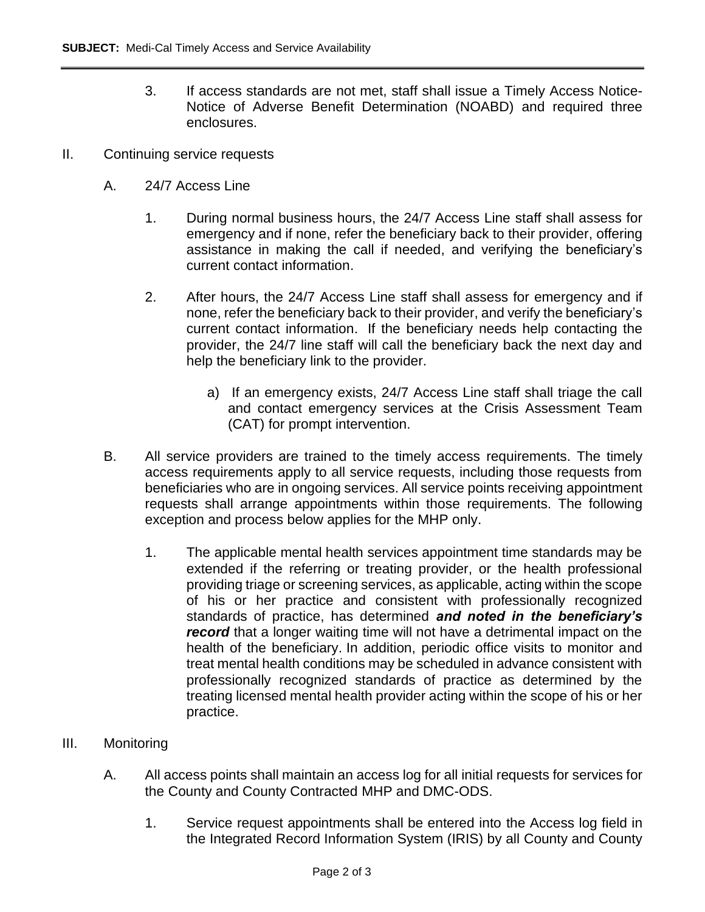3. If access standards are not met, staff shall issue a Timely Access Notice-Notice of Adverse Benefit Determination (NOABD) and required three enclosures.

II. Continuing service requests

A. 24/7 Access Line

1. During normal business hours, the 24/7 Access Line staff shall assess for emergency and if none, refer the beneficiary back to their provider, offering assistance in making the call if needed, and verifying the beneficiary's current contact information.

2. After hours, the 24/7 Access Line staff shall assess for emergency and if none, refer the beneficiary back to their provider, and verify the beneficiary's current contact information. If the beneficiary needs help contacting the provider, the 24/7 line staff will call the beneficiary back the next day and help the beneficiary link to the provider.

a) If an emergency exists, 24/7 Access Line staff shall triage the call and contact emergency services at the Crisis Assessment Team (CAT) for prompt intervention.

B. All service providers are trained to the timely access requirements. The timely access requirements apply to all service requests, including those requests from beneficiaries who are in ongoing services. All service points receiving appointment requests shall arrange appointments within those requirements. The following exception and process below applies for the MHP only.

1. The applicable mental health services appointment time standards may be extended if the referring or treating provider, or the health professional providing triage or screening services, as applicable, acting within the scope of his or her practice and consistent with professionally recognized standards of practice, has determined ***and noted in the beneficiary's record*** that a longer waiting time will not have a detrimental impact on the health of the beneficiary. In addition, periodic office visits to monitor and treat mental health conditions may be scheduled in advance consistent with professionally recognized standards of practice as determined by the treating licensed mental health provider acting within the scope of his or her practice.

III. Monitoring

A. All access points shall maintain an access log for all initial requests for services for the County and County Contracted MHP and DMC-ODS.

1. Service request appointments shall be entered into the Access log field in the Integrated Record Information System (IRIS) by all County and County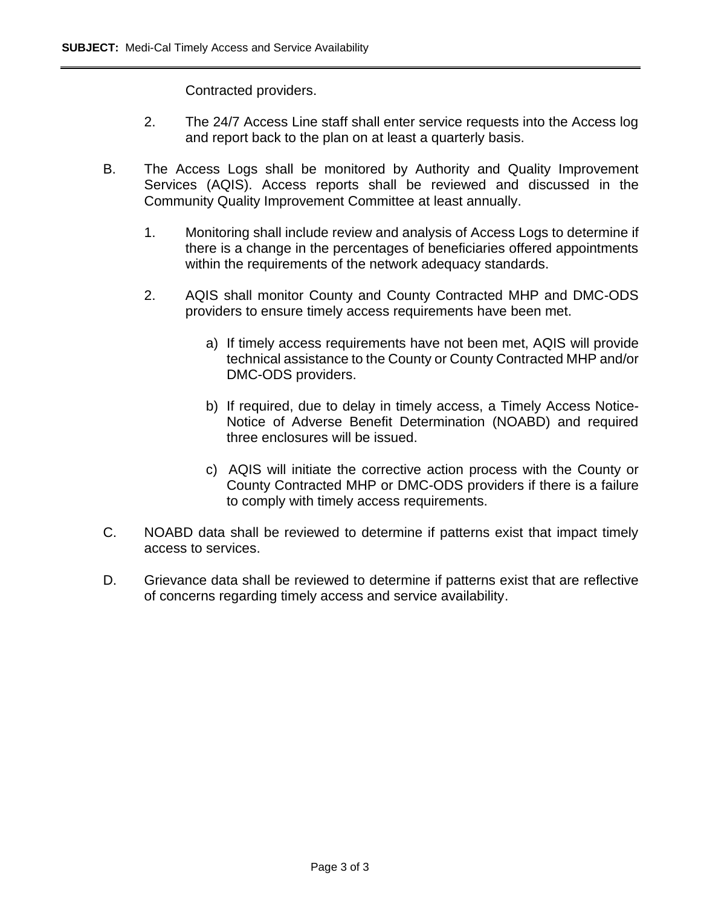Contracted providers.

2. The 24/7 Access Line staff shall enter service requests into the Access log and report back to the plan on at least a quarterly basis.

B. The Access Logs shall be monitored by Authority and Quality Improvement Services (AQIS). Access reports shall be reviewed and discussed in the Community Quality Improvement Committee at least annually.

   1. Monitoring shall include review and analysis of Access Logs to determine if there is a change in the percentages of beneficiaries offered appointments within the requirements of the network adequacy standards.

   2. AQIS shall monitor County and County Contracted MHP and DMC-ODS providers to ensure timely access requirements have been met.

      a) If timely access requirements have not been met, AQIS will provide technical assistance to the County or County Contracted MHP and/or DMC-ODS providers.

      b) If required, due to delay in timely access, a Timely Access Notice-Notice of Adverse Benefit Determination (NOABD) and required three enclosures will be issued.

      c) AQIS will initiate the corrective action process with the County or County Contracted MHP or DMC-ODS providers if there is a failure to comply with timely access requirements.

C. NOABD data shall be reviewed to determine if patterns exist that impact timely access to services.

D. Grievance data shall be reviewed to determine if patterns exist that are reflective of concerns regarding timely access and service availability.